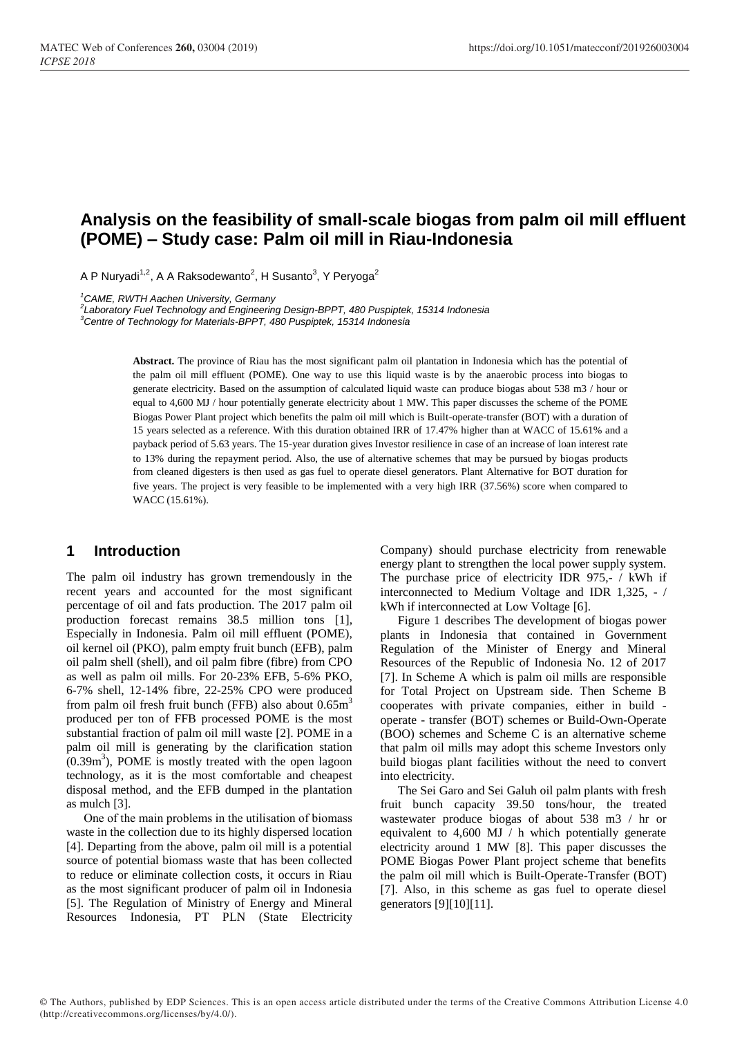# Analysis on the feasibility of small-scale biogas from palm oil mill effluent (POME) – Study case: Palm oil mill in Riau-Indonesia

A P Nuryadi[1,2], A A Raksodewanto[2], H Susanto[3], Y Peryoga[2]

[1]*CAME, RWTH Aachen University, Germany*
[2]*Laboratory Fuel Technology and Engineering Design-BPPT, 480 Puspiptek, 15314 Indonesia*
[3]*Centre of Technology for Materials-BPPT, 480 Puspiptek, 15314 Indonesia*

**Abstract.** The province of Riau has the most significant palm oil plantation in Indonesia which has the potential of the palm oil mill effluent (POME). One way to use this liquid waste is by the anaerobic process into biogas to generate electricity. Based on the assumption of calculated liquid waste can produce biogas about 538 m3 / hour or equal to 4,600 MJ / hour potentially generate electricity about 1 MW. This paper discusses the scheme of the POME Biogas Power Plant project which benefits the palm oil mill which is Built-operate-transfer (BOT) with a duration of 15 years selected as a reference. With this duration obtained IRR of 17.47% higher than at WACC of 15.61% and a payback period of 5.63 years. The 15-year duration gives Investor resilience in case of an increase of loan interest rate to 13% during the repayment period. Also, the use of alternative schemes that may be pursued by biogas products from cleaned digesters is then used as gas fuel to operate diesel generators. Plant Alternative for BOT duration for five years. The project is very feasible to be implemented with a very high IRR (37.56%) score when compared to WACC (15.61%).

## 1 Introduction

The palm oil industry has grown tremendously in the recent years and accounted for the most significant percentage of oil and fats production. The 2017 palm oil production forecast remains 38.5 million tons [1], Especially in Indonesia. Palm oil mill effluent (POME), oil kernel oil (PKO), palm empty fruit bunch (EFB), palm oil palm shell (shell), and oil palm fibre (fibre) from CPO as well as palm oil mills. For 20-23% EFB, 5-6% PKO, 6-7% shell, 12-14% fibre, 22-25% CPO were produced from palm oil fresh fruit bunch (FFB) also about $0.65m^3$ produced per ton of FFB processed POME is the most substantial fraction of palm oil mill waste [2]. POME in a palm oil mill is generating by the clarification station ($0.39m^3$), POME is mostly treated with the open lagoon technology, as it is the most comfortable and cheapest disposal method, and the EFB dumped in the plantation as mulch [3].

One of the main problems in the utilisation of biomass waste in the collection due to its highly dispersed location [4]. Departing from the above, palm oil mill is a potential source of potential biomass waste that has been collected to reduce or eliminate collection costs, it occurs in Riau as the most significant producer of palm oil in Indonesia [5]. The Regulation of Ministry of Energy and Mineral Resources Indonesia, PT PLN (State Electricity Company) should purchase electricity from renewable energy plant to strengthen the local power supply system. The purchase price of electricity IDR 975,- / kWh if interconnected to Medium Voltage and IDR 1,325, - / kWh if interconnected at Low Voltage [6].

Figure 1 describes The development of biogas power plants in Indonesia that contained in Government Regulation of the Minister of Energy and Mineral Resources of the Republic of Indonesia No. 12 of 2017 [7]. In Scheme A which is palm oil mills are responsible for Total Project on Upstream side. Then Scheme B cooperates with private companies, either in build - operate - transfer (BOT) schemes or Build-Own-Operate (BOO) schemes and Scheme C is an alternative scheme that palm oil mills may adopt this scheme Investors only build biogas plant facilities without the need to convert into electricity.

The Sei Garo and Sei Galuh oil palm plants with fresh fruit bunch capacity 39.50 tons/hour, the treated wastewater produce biogas of about 538 m3 / hr or equivalent to 4,600 MJ / h which potentially generate electricity around 1 MW [8]. This paper discusses the POME Biogas Power Plant project scheme that benefits the palm oil mill which is Built-Operate-Transfer (BOT) [7]. Also, in this scheme as gas fuel to operate diesel generators [9][10][11].

© The Authors, published by EDP Sciences. This is an open access article distributed under the terms of the Creative Commons Attribution License 4.0 (http://creativecommons.org/licenses/by/4.0/).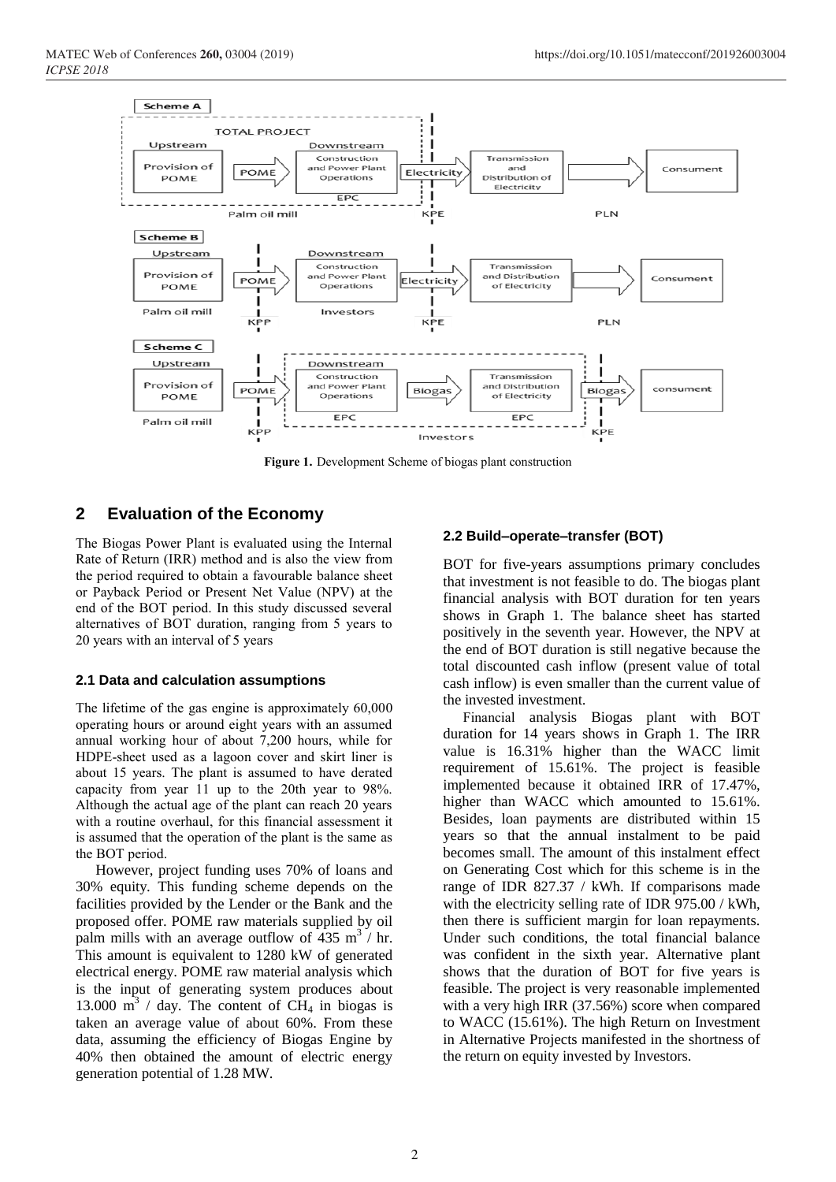Figure 1. Development Scheme of biogas plant construction

## 2 Evaluation of the Economy

The Biogas Power Plant is evaluated using the Internal Rate of Return (IRR) method and is also the view from the period required to obtain a favourable balance sheet or Payback Period or Present Net Value (NPV) at the end of the BOT period. In this study discussed several alternatives of BOT duration, ranging from 5 years to 20 years with an interval of 5 years

### 2.1 Data and calculation assumptions

The lifetime of the gas engine is approximately 60,000 operating hours or around eight years with an assumed annual working hour of about 7,200 hours, while for HDPE-sheet used as a lagoon cover and skirt liner is about 15 years. The plant is assumed to have derated capacity from year 11 up to the 20th year to 98%. Although the actual age of the plant can reach 20 years with a routine overhaul, for this financial assessment it is assumed that the operation of the plant is the same as the BOT period.

However, project funding uses 70% of loans and 30% equity. This funding scheme depends on the facilities provided by the Lender or the Bank and the proposed offer. POME raw materials supplied by oil palm mills with an average outflow of 435 $m^3$ / hr. This amount is equivalent to 1280 kW of generated electrical energy. POME raw material analysis which is the input of generating system produces about 13.000 $m^3$ / day. The content of $CH_4$ in biogas is taken an average value of about 60%. From these data, assuming the efficiency of Biogas Engine by 40% then obtained the amount of electric energy generation potential of 1.28 MW.

### 2.2 Build–operate–transfer (BOT)

BOT for five-years assumptions primary concludes that investment is not feasible to do. The biogas plant financial analysis with BOT duration for ten years shows in Graph 1. The balance sheet has started positively in the seventh year. However, the NPV at the end of BOT duration is still negative because the total discounted cash inflow (present value of total cash inflow) is even smaller than the current value of the invested investment.

Financial analysis Biogas plant with BOT duration for 14 years shows in Graph 1. The IRR value is 16.31% higher than the WACC limit requirement of 15.61%. The project is feasible implemented because it obtained IRR of 17.47%, higher than WACC which amounted to 15.61%. Besides, loan payments are distributed within 15 years so that the annual instalment to be paid becomes small. The amount of this instalment effect on Generating Cost which for this scheme is in the range of IDR 827.37 / kWh. If comparisons made with the electricity selling rate of IDR 975.00 / kWh, then there is sufficient margin for loan repayments. Under such conditions, the total financial balance was confident in the sixth year. Alternative plant shows that the duration of BOT for five years is feasible. The project is very reasonable implemented with a very high IRR (37.56%) score when compared to WACC (15.61%). The high Return on Investment in Alternative Projects manifested in the shortness of the return on equity invested by Investors.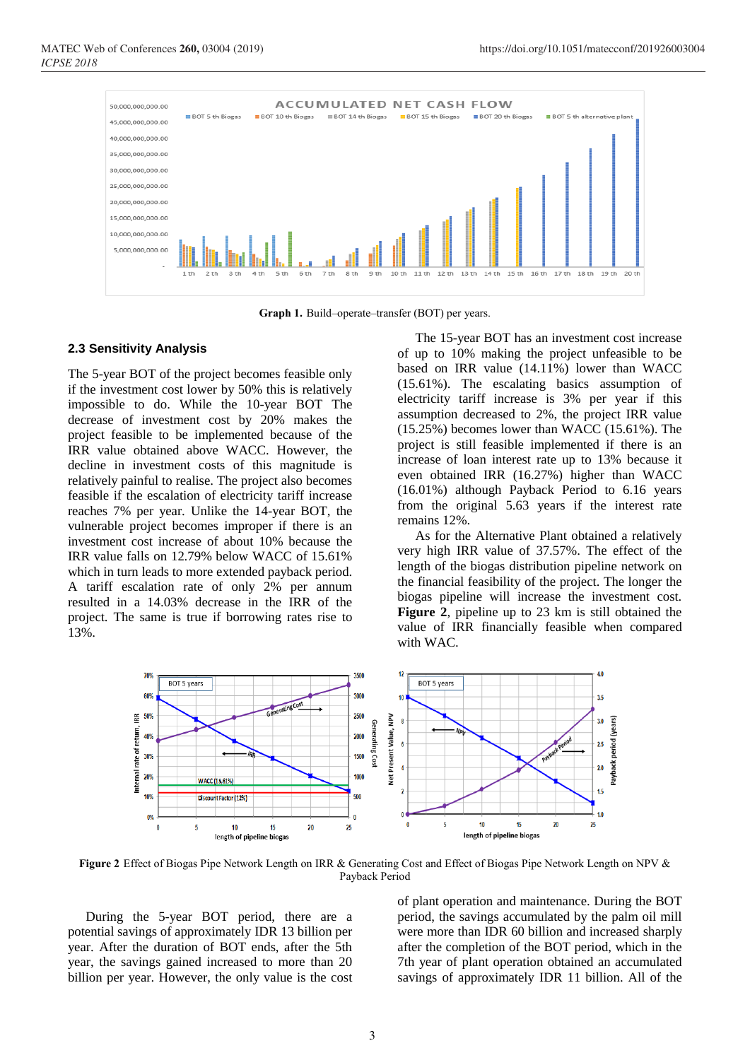**Graph 1.** Build–operate–transfer (BOT) per years.

### 2.3 Sensitivity Analysis

The 5-year BOT of the project becomes feasible only if the investment cost lower by 50% this is relatively impossible to do. While the 10-year BOT The decrease of investment cost by 20% makes the project feasible to be implemented because of the IRR value obtained above WACC. However, the decline in investment costs of this magnitude is relatively painful to realise. The project also becomes feasible if the escalation of electricity tariff increase reaches 7% per year. Unlike the 14-year BOT, the vulnerable project becomes improper if there is an investment cost increase of about 10% because the IRR value falls on 12.79% below WACC of 15.61% which in turn leads to more extended payback period. A tariff escalation rate of only 2% per annum resulted in a 14.03% decrease in the IRR of the project. The same is true if borrowing rates rise to 13%.

The 15-year BOT has an investment cost increase of up to 10% making the project unfeasible to be based on IRR value (14.11%) lower than WACC (15.61%). The escalating basics assumption of electricity tariff increase is 3% per year if this assumption decreased to 2%, the project IRR value (15.25%) becomes lower than WACC (15.61%). The project is still feasible implemented if there is an increase of loan interest rate up to 13% because it even obtained IRR (16.27%) higher than WACC (16.01%) although Payback Period to 6.16 years from the original 5.63 years if the interest rate remains 12%.

As for the Alternative Plant obtained a relatively very high IRR value of 37.57%. The effect of the length of the biogas distribution pipeline network on the financial feasibility of the project. The longer the biogas pipeline will increase the investment cost. **Figure 2**, pipeline up to 23 km is still obtained the value of IRR financially feasible when compared with WAC.

**Figure 2** Effect of Biogas Pipe Network Length on IRR & Generating Cost and Effect of Biogas Pipe Network Length on NPV & Payback Period

During the 5-year BOT period, there are a potential savings of approximately IDR 13 billion per year. After the duration of BOT ends, after the 5th year, the savings gained increased to more than 20 billion per year. However, the only value is the cost of plant operation and maintenance. During the BOT period, the savings accumulated by the palm oil mill were more than IDR 60 billion and increased sharply after the completion of the BOT period, which in the 7th year of plant operation obtained an accumulated savings of approximately IDR 11 billion. All of the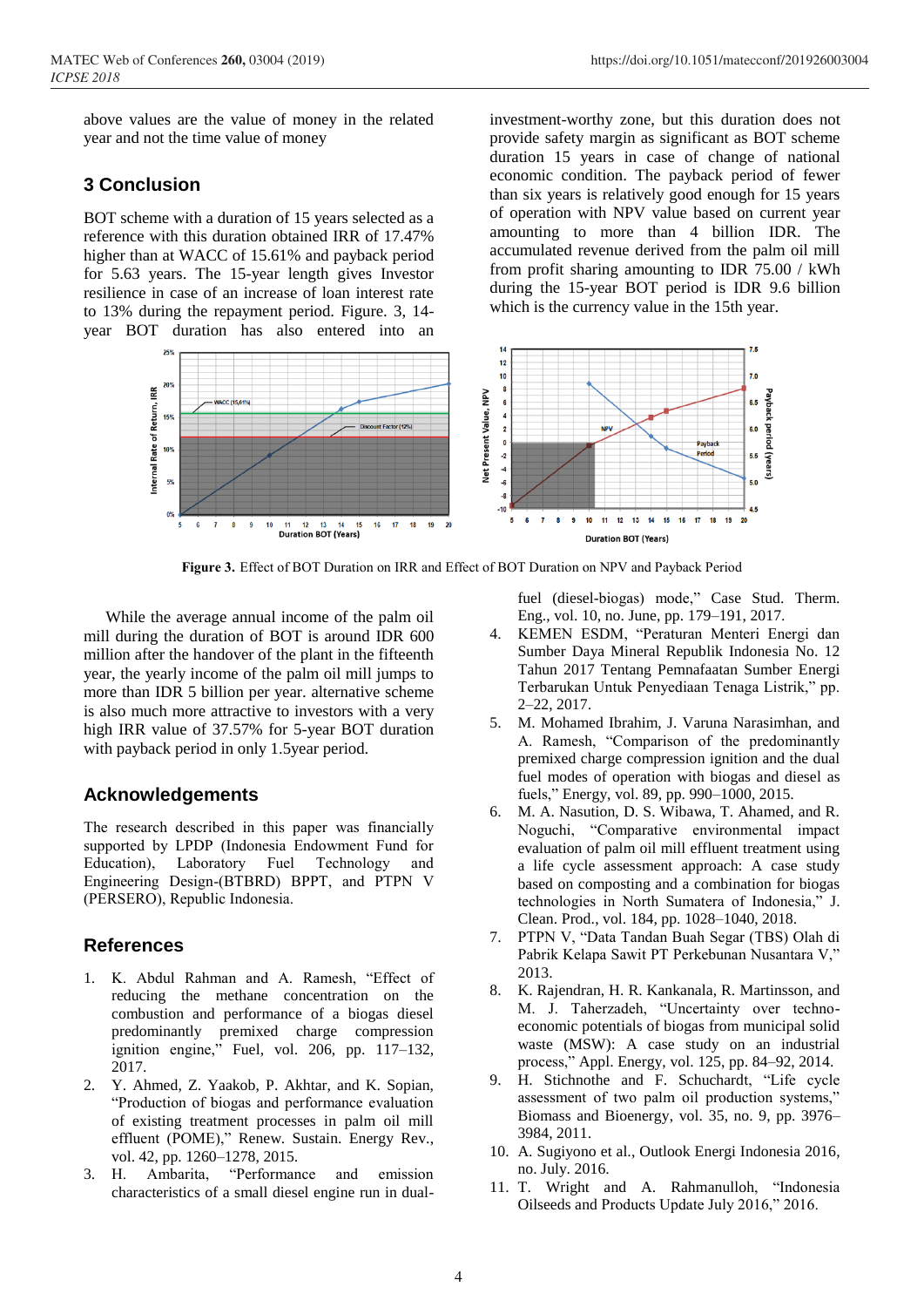above values are the value of money in the related year and not the time value of money

## 3 Conclusion

BOT scheme with a duration of 15 years selected as a reference with this duration obtained IRR of 17.47% higher than at WACC of 15.61% and payback period for 5.63 years. The 15-year length gives Investor resilience in case of an increase of loan interest rate to 13% during the repayment period. Figure. 3, 14-year BOT duration has also entered into an investment-worthy zone, but this duration does not provide safety margin as significant as BOT scheme duration 15 years in case of change of national economic condition. The payback period of fewer than six years is relatively good enough for 15 years of operation with NPV value based on current year amounting to more than 4 billion IDR. The accumulated revenue derived from the palm oil mill from profit sharing amounting to IDR 75.00 / kWh during the 15-year BOT period is IDR 9.6 billion which is the currency value in the 15th year.

25%
20%
15%
10%
5%
0%
Internal Rate of Return, IRR
WACC (15,61%)
Discount Factor (12%)
5 6 7 8 9 10 11 12 13 14 15 16 17 18 19 20
Duration BOT (Years)

14
12
10
8
6
4
2
0
-2
-4
-6
-8
-10
Net Present Value, NPV
NPV
Payback Period
7.5
7.0
6.5
6.0
5.5
5.0
4.5
Payback period (years)
5 6 7 8 9 10 11 12 13 14 15 16 17 18 19 20
Duration BOT (Years)

**Figure 3.** Effect of BOT Duration on IRR and Effect of BOT Duration on NPV and Payback Period

While the average annual income of the palm oil mill during the duration of BOT is around IDR 600 million after the handover of the plant in the fifteenth year, the yearly income of the palm oil mill jumps to more than IDR 5 billion per year. alternative scheme is also much more attractive to investors with a very high IRR value of 37.57% for 5-year BOT duration with payback period in only 1.5year period.

## Acknowledgements

The research described in this paper was financially supported by LPDP (Indonesia Endowment Fund for Education), Laboratory Fuel Technology and Engineering Design-(BTBRD) BPPT, and PTPN V (PERSERO), Republic Indonesia.

## References

1. K. Abdul Rahman and A. Ramesh, "Effect of reducing the methane concentration on the combustion and performance of a biogas diesel predominantly premixed charge compression ignition engine," Fuel, vol. 206, pp. 117–132, 2017.
2. Y. Ahmed, Z. Yaakob, P. Akhtar, and K. Sopian, "Production of biogas and performance evaluation of existing treatment processes in palm oil mill effluent (POME)," Renew. Sustain. Energy Rev., vol. 42, pp. 1260–1278, 2015.
3. H. Ambarita, "Performance and emission characteristics of a small diesel engine run in dual-fuel (diesel-biogas) mode," Case Stud. Therm. Eng., vol. 10, no. June, pp. 179–191, 2017.
4. KEMEN ESDM, "Peraturan Menteri Energi dan Sumber Daya Mineral Republik Indonesia No. 12 Tahun 2017 Tentang Pemnafaatan Sumber Energi Terbarukan Untuk Penyediaan Tenaga Listrik," pp. 2–22, 2017.
5. M. Mohamed Ibrahim, J. Varuna Narasimhan, and A. Ramesh, "Comparison of the predominantly premixed charge compression ignition and the dual fuel modes of operation with biogas and diesel as fuels," Energy, vol. 89, pp. 990–1000, 2015.
6. M. A. Nasution, D. S. Wibawa, T. Ahamed, and R. Noguchi, "Comparative environmental impact evaluation of palm oil mill effluent treatment using a life cycle assessment approach: A case study based on composting and a combination for biogas technologies in North Sumatera of Indonesia," J. Clean. Prod., vol. 184, pp. 1028–1040, 2018.
7. PTPN V, "Data Tandan Buah Segar (TBS) Olah di Pabrik Kelapa Sawit PT Perkebunan Nusantara V," 2013.
8. K. Rajendran, H. R. Kankanala, R. Martinsson, and M. J. Taherzadeh, "Uncertainty over techno-economic potentials of biogas from municipal solid waste (MSW): A case study on an industrial process," Appl. Energy, vol. 125, pp. 84–92, 2014.
9. H. Stichnothe and F. Schuchardt, "Life cycle assessment of two palm oil production systems," Biomass and Bioenergy, vol. 35, no. 9, pp. 3976–3984, 2011.
10. A. Sugiyono et al., Outlook Energi Indonesia 2016, no. July. 2016.
11. T. Wright and A. Rahmanulloh, "Indonesia Oilseeds and Products Update July 2016," 2016.